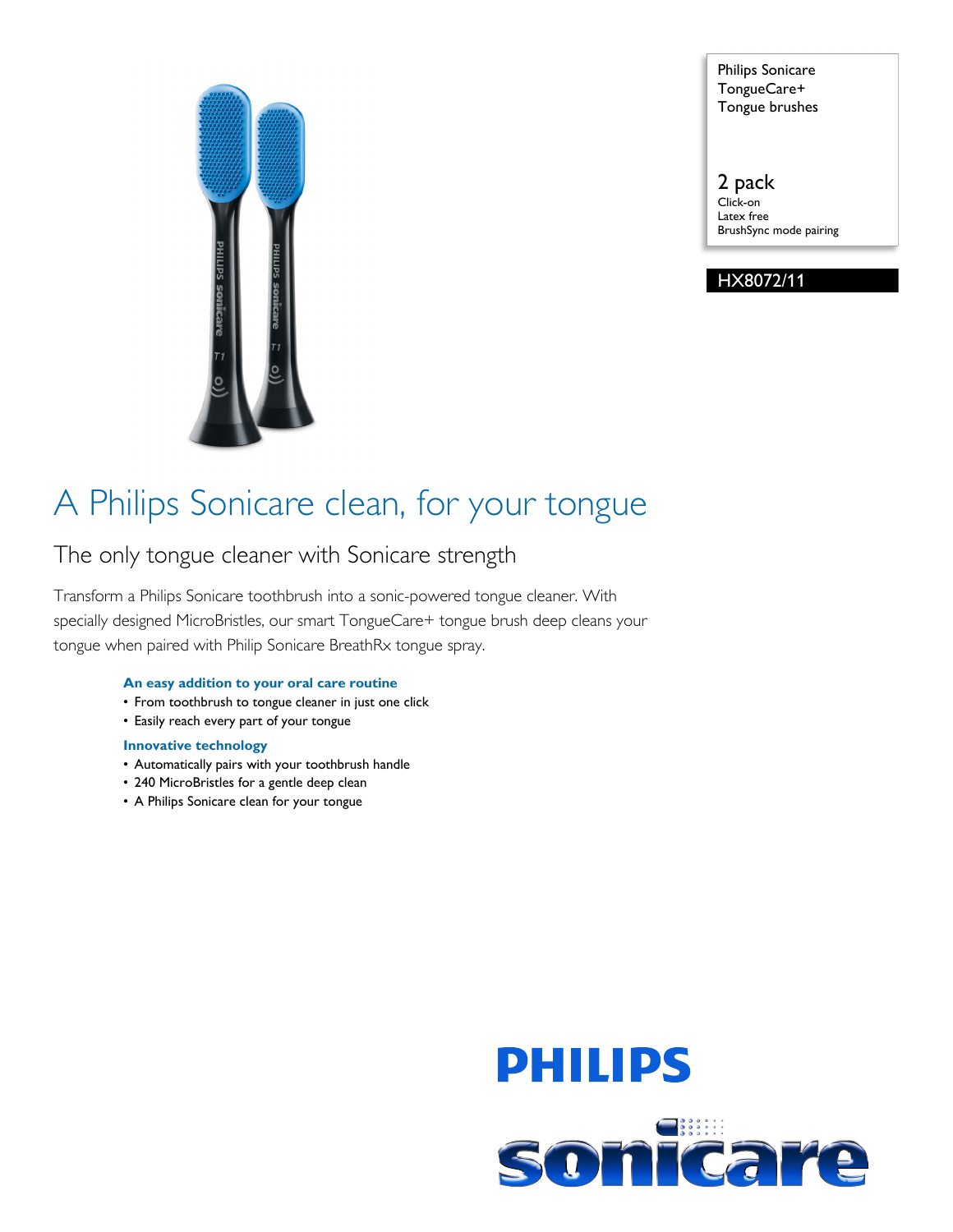Philips Sonicare
TongueCare+
Tongue brushes

2 pack
Click-on
Latex free
BrushSync mode pairing

HX8072/11

# A Philips Sonicare clean, for your tongue

## The only tongue cleaner with Sonicare strength

Transform a Philips Sonicare toothbrush into a sonic-powered tongue cleaner. With specially designed MicroBristles, our smart TongueCare+ tongue brush deep cleans your tongue when paired with Philip Sonicare BreathRx tongue spray.

### An easy addition to your oral care routine

- From toothbrush to tongue cleaner in just one click
- Easily reach every part of your tongue

### Innovative technology

- Automatically pairs with your toothbrush handle
- 240 MicroBristles for a gentle deep clean
- A Philips Sonicare clean for your tongue

PHILIPS

sonicare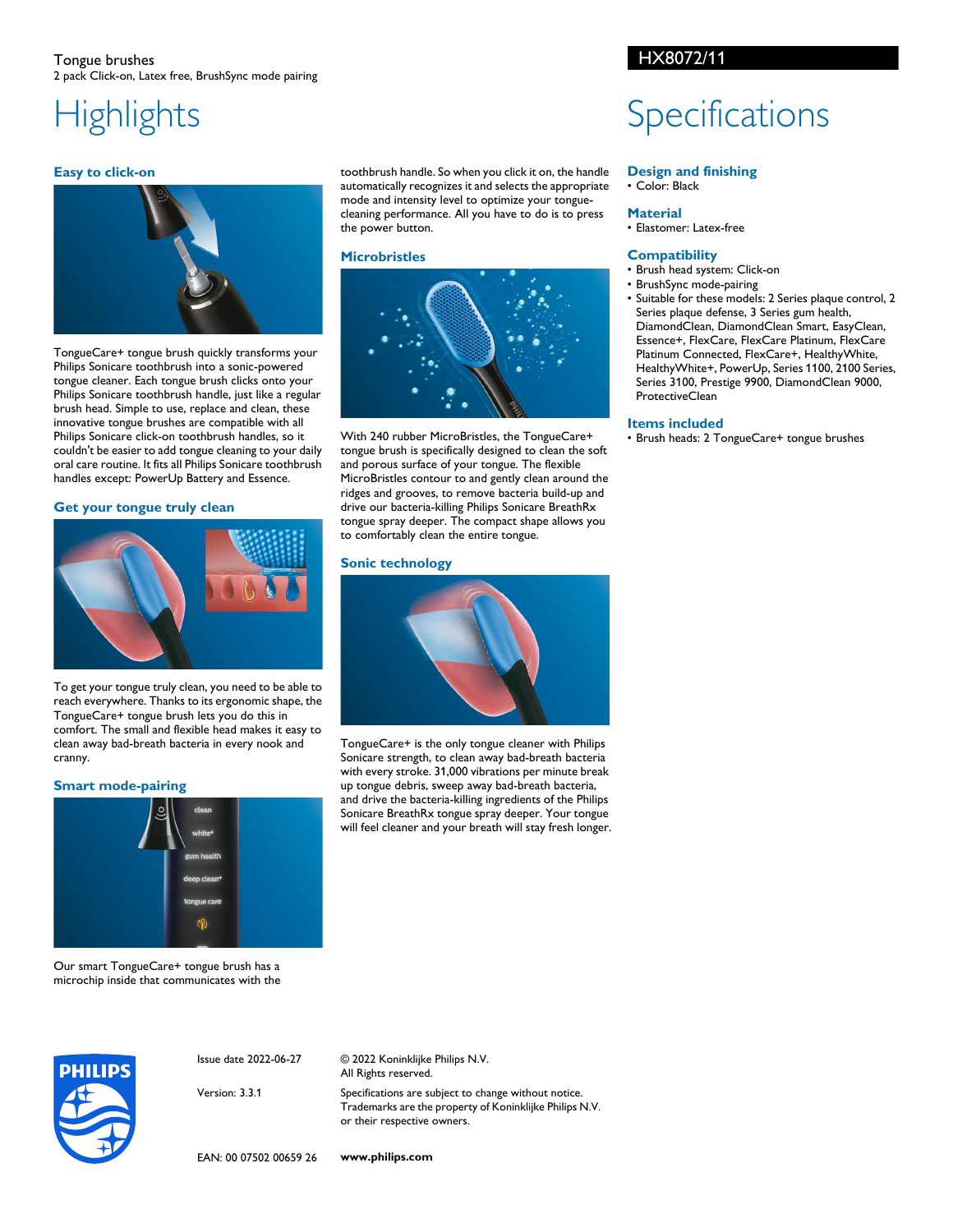Tongue brushes
2 pack Click-on, Latex free, BrushSync mode pairing

HX8072/11

# Highlights

## Easy to click-on

TongueCare+ tongue brush quickly transforms your Philips Sonicare toothbrush into a sonic-powered tongue cleaner. Each tongue brush clicks onto your Philips Sonicare toothbrush handle, just like a regular brush head. Simple to use, replace and clean, these innovative tongue brushes are compatible with all Philips Sonicare click-on toothbrush handles, so it couldn't be easier to add tongue cleaning to your daily oral care routine. It fits all Philips Sonicare toothbrush handles except: PowerUp Battery and Essence.

## Get your tongue truly clean

To get your tongue truly clean, you need to be able to reach everywhere. Thanks to its ergonomic shape, the TongueCare+ tongue brush lets you do this in comfort. The small and flexible head makes it easy to clean away bad-breath bacteria in every nook and cranny.

## Smart mode-pairing

Our smart TongueCare+ tongue brush has a microchip inside that communicates with the toothbrush handle. So when you click it on, the handle automatically recognizes it and selects the appropriate mode and intensity level to optimize your tongue-cleaning performance. All you have to do is to press the power button.

## Microbristles

With 240 rubber MicroBristles, the TongueCare+ tongue brush is specifically designed to clean the soft and porous surface of your tongue. The flexible MicroBristles contour to and gently clean around the ridges and grooves, to remove bacteria build-up and drive our bacteria-killing Philips Sonicare BreathRx tongue spray deeper. The compact shape allows you to comfortably clean the entire tongue.

## Sonic technology

TongueCare+ is the only tongue cleaner with Philips Sonicare strength, to clean away bad-breath bacteria with every stroke. 31,000 vibrations per minute break up tongue debris, sweep away bad-breath bacteria, and drive the bacteria-killing ingredients of the Philips Sonicare BreathRx tongue spray deeper. Your tongue will feel cleaner and your breath will stay fresh longer.

# Specifications

## Design and finishing

- Color: Black

## Material

- Elastomer: Latex-free

## Compatibility

- Brush head system: Click-on
- BrushSync mode-pairing
- Suitable for these models: 2 Series plaque control, 2 Series plaque defense, 3 Series gum health, DiamondClean, DiamondClean Smart, EasyClean, Essence+, FlexCare, FlexCare Platinum, FlexCare Platinum Connected, FlexCare+, HealthyWhite, HealthyWhite+, PowerUp, Series 1100, 2100 Series, Series 3100, Prestige 9900, DiamondClean 9000, ProtectiveClean

## Items included

- Brush heads: 2 TongueCare+ tongue brushes

Issue date 2022-06-27

Version: 3.3.1

EAN: 00 07502 00659 26

© 2022 Koninklijke Philips N.V.
All Rights reserved.

Specifications are subject to change without notice. Trademarks are the property of Koninklijke Philips N.V. or their respective owners.

**www.philips.com**